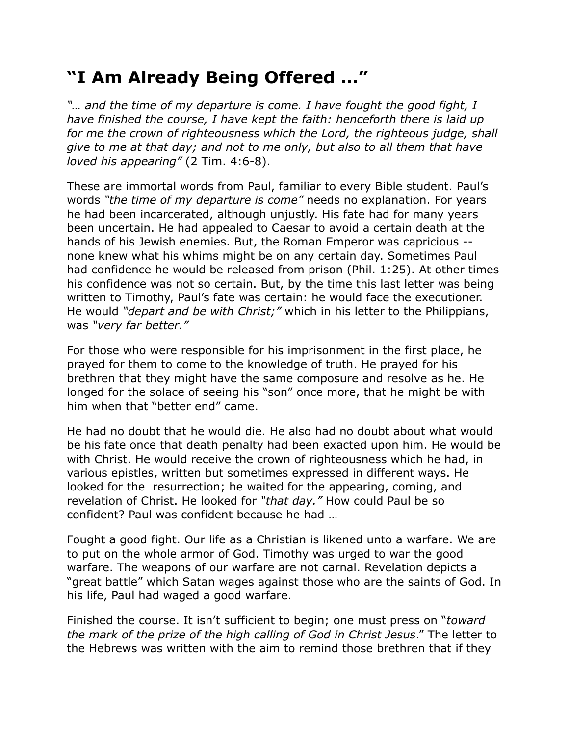# “I Am Already Being Offered …”

*“… and the time of my departure is come. I have fought the good fight, I have finished the course, I have kept the faith: henceforth there is laid up for me the crown of righteousness which the Lord, the righteous judge, shall give to me at that day; and not to me only, but also to all them that have loved his appearing”* (2 Tim. 4:6-8).

These are immortal words from Paul, familiar to every Bible student. Paul’s words *“the time of my departure is come”* needs no explanation. For years he had been incarcerated, although unjustly. His fate had for many years been uncertain. He had appealed to Caesar to avoid a certain death at the hands of his Jewish enemies. But, the Roman Emperor was capricious -- none knew what his whims might be on any certain day. Sometimes Paul had confidence he would be released from prison (Phil. 1:25). At other times his confidence was not so certain. But, by the time this last letter was being written to Timothy, Paul’s fate was certain: he would face the executioner. He would *“depart and be with Christ;”* which in his letter to the Philippians, was *“very far better.”*

For those who were responsible for his imprisonment in the first place, he prayed for them to come to the knowledge of truth. He prayed for his brethren that they might have the same composure and resolve as he. He longed for the solace of seeing his “son” once more, that he might be with him when that “better end” came.

He had no doubt that he would die. He also had no doubt about what would be his fate once that death penalty had been exacted upon him. He would be with Christ. He would receive the crown of righteousness which he had, in various epistles, written but sometimes expressed in different ways. He looked for the resurrection; he waited for the appearing, coming, and revelation of Christ. He looked for *“that day.”* How could Paul be so confident? Paul was confident because he had …

Fought a good fight. Our life as a Christian is likened unto a warfare. We are to put on the whole armor of God. Timothy was urged to war the good warfare. The weapons of our warfare are not carnal. Revelation depicts a “great battle” which Satan wages against those who are the saints of God. In his life, Paul had waged a good warfare.

Finished the course. It isn’t sufficient to begin; one must press on “*toward the mark of the prize of the high calling of God in Christ Jesus*.” The letter to the Hebrews was written with the aim to remind those brethren that if they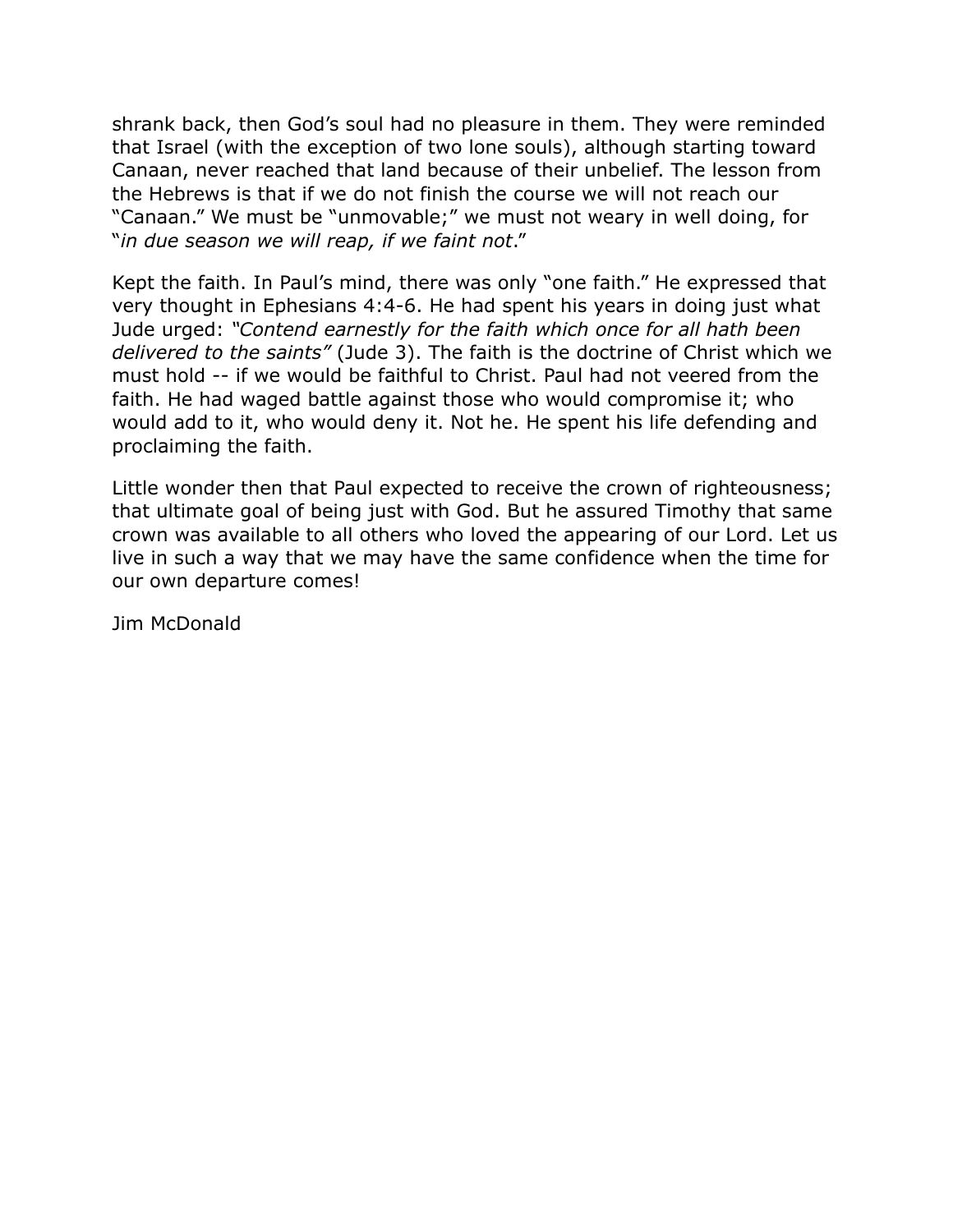shrank back, then God's soul had no pleasure in them. They were reminded that Israel (with the exception of two lone souls), although starting toward Canaan, never reached that land because of their unbelief. The lesson from the Hebrews is that if we do not finish the course we will not reach our "Canaan." We must be "unmovable;" we must not weary in well doing, for "*in due season we will reap, if we faint not*."

Kept the faith. In Paul's mind, there was only "one faith." He expressed that very thought in Ephesians 4:4-6. He had spent his years in doing just what Jude urged: *"Contend earnestly for the faith which once for all hath been delivered to the saints"* (Jude 3). The faith is the doctrine of Christ which we must hold -- if we would be faithful to Christ. Paul had not veered from the faith. He had waged battle against those who would compromise it; who would add to it, who would deny it. Not he. He spent his life defending and proclaiming the faith.

Little wonder then that Paul expected to receive the crown of righteousness; that ultimate goal of being just with God. But he assured Timothy that same crown was available to all others who loved the appearing of our Lord. Let us live in such a way that we may have the same confidence when the time for our own departure comes!

Jim McDonald